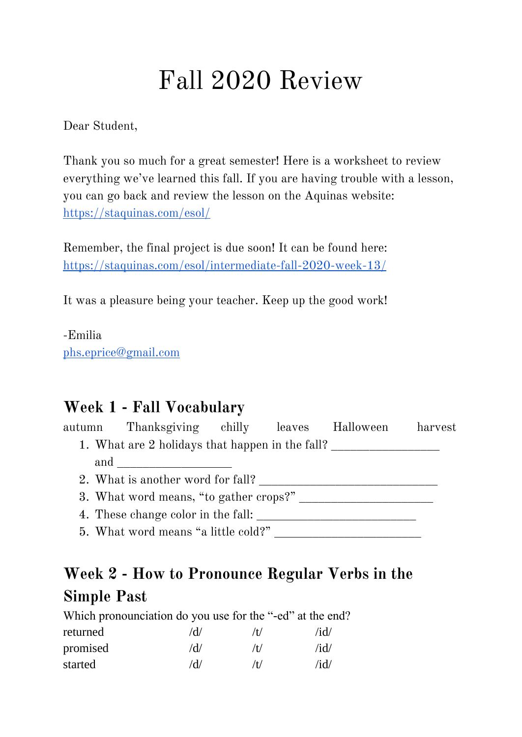# Fall 2020 Review

Dear Student,

Thank you so much for a great semester! Here is a worksheet to review everything we've learned this fall. If you are having trouble with a lesson, you can go back and review the lesson on the Aquinas website: https://staquinas.com/esol/

Remember, the final project is due soon! It can be found here: https://staquinas.com/esol/intermediate-fall-2020-week-13/

It was a pleasure being your teacher. Keep up the good work!

-Emilia
phs.eprice@gmail.com

## Week 1 - Fall Vocabulary

autumn      Thanksgiving      chilly      leaves      Halloween      harvest

1. What are 2 holidays that happen in the fall? _________________ and __________________
2. What is another word for fall? ____________________________
3. What word means, "to gather crops?" _____________________
4. These change color in the fall: _________________________
5. What word means "a little cold?" _______________________

## Week 2 - How to Pronounce Regular Verbs in the Simple Past

Which pronounciation do you use for the "-ed" at the end?

| | | | |
|---|---|---|---|
| returned | /d/ | /t/ | /id/ |
| promised | /d/ | /t/ | /id/ |
| started | /d/ | /t/ | /id/ |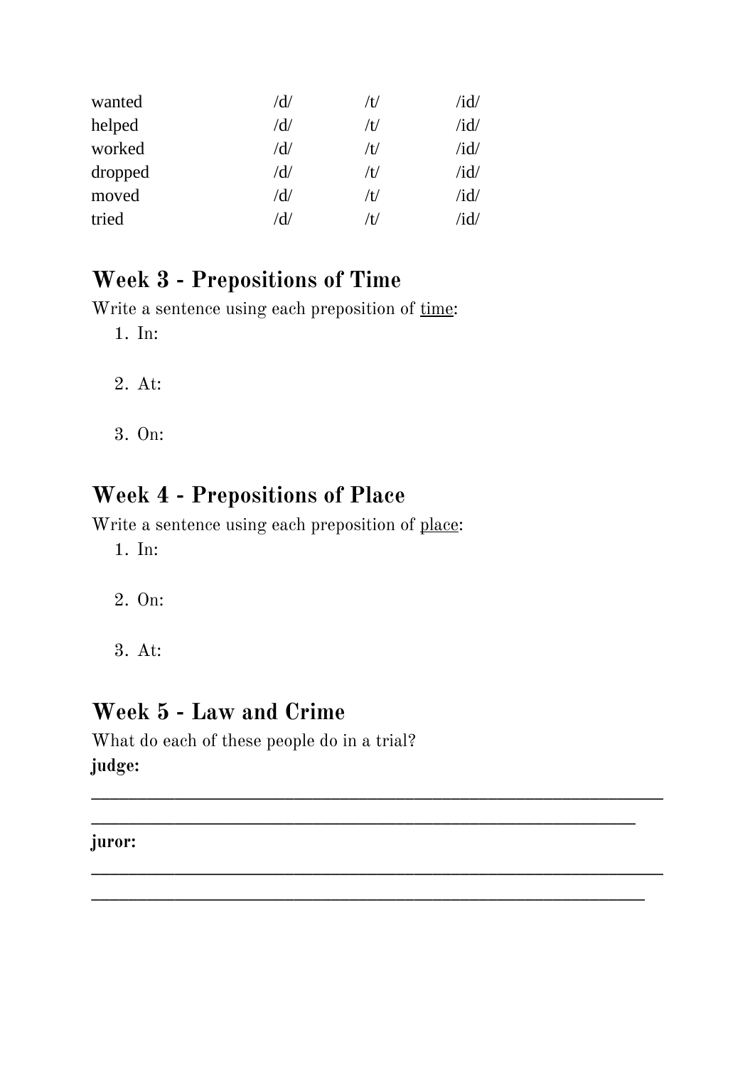| | | | |
|---|---|---|---|
| wanted | /d/ | /t/ | /id/ |
| helped | /d/ | /t/ | /id/ |
| worked | /d/ | /t/ | /id/ |
| dropped | /d/ | /t/ | /id/ |
| moved | /d/ | /t/ | /id/ |
| tried | /d/ | /t/ | /id/ |

## Week 3 - Prepositions of Time

Write a sentence using each preposition of <u>time</u>:

1. In:

2. At:

3. On:

## Week 4 - Prepositions of Place

Write a sentence using each preposition of <u>place</u>:

1. In:

2. On:

3. At:

## Week 5 - Law and Crime

What do each of these people do in a trial?

**judge:**

_______________________________________________________________

____________________________________________________________

**juror:**

_______________________________________________________________

____________________________________________________________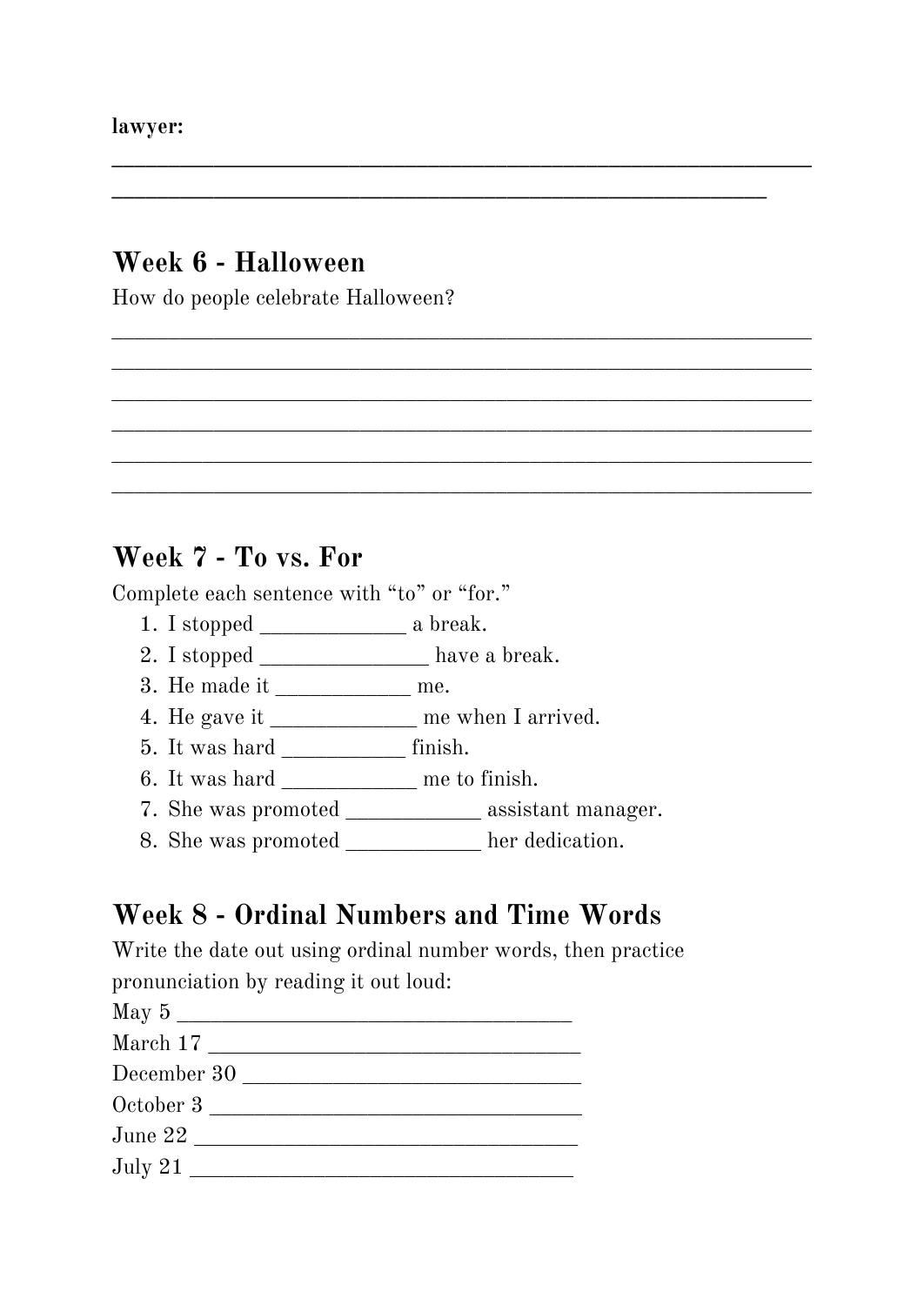**lawyer:**

______________________________________________________________________________
__________________________________________________________________________

## Week 6 - Halloween

How do people celebrate Halloween?

______________________________________________________________________________
______________________________________________________________________________
______________________________________________________________________________
______________________________________________________________________________
______________________________________________________________________________
______________________________________________________________________________

## Week 7 - To vs. For

Complete each sentence with "to" or "for."

1. I stopped _____________ a break.
2. I stopped _______________ have a break.
3. He made it ____________ me.
4. He gave it _____________ me when I arrived.
5. It was hard ___________ finish.
6. It was hard ____________ me to finish.
7. She was promoted ____________ assistant manager.
8. She was promoted ____________ her dedication.

## Week 8 - Ordinal Numbers and Time Words

Write the date out using ordinal number words, then practice pronunciation by reading it out loud:

May 5 ___________________________________

March 17 _________________________________

December 30 ______________________________

October 3 _________________________________

June 22 __________________________________

July 21 ___________________________________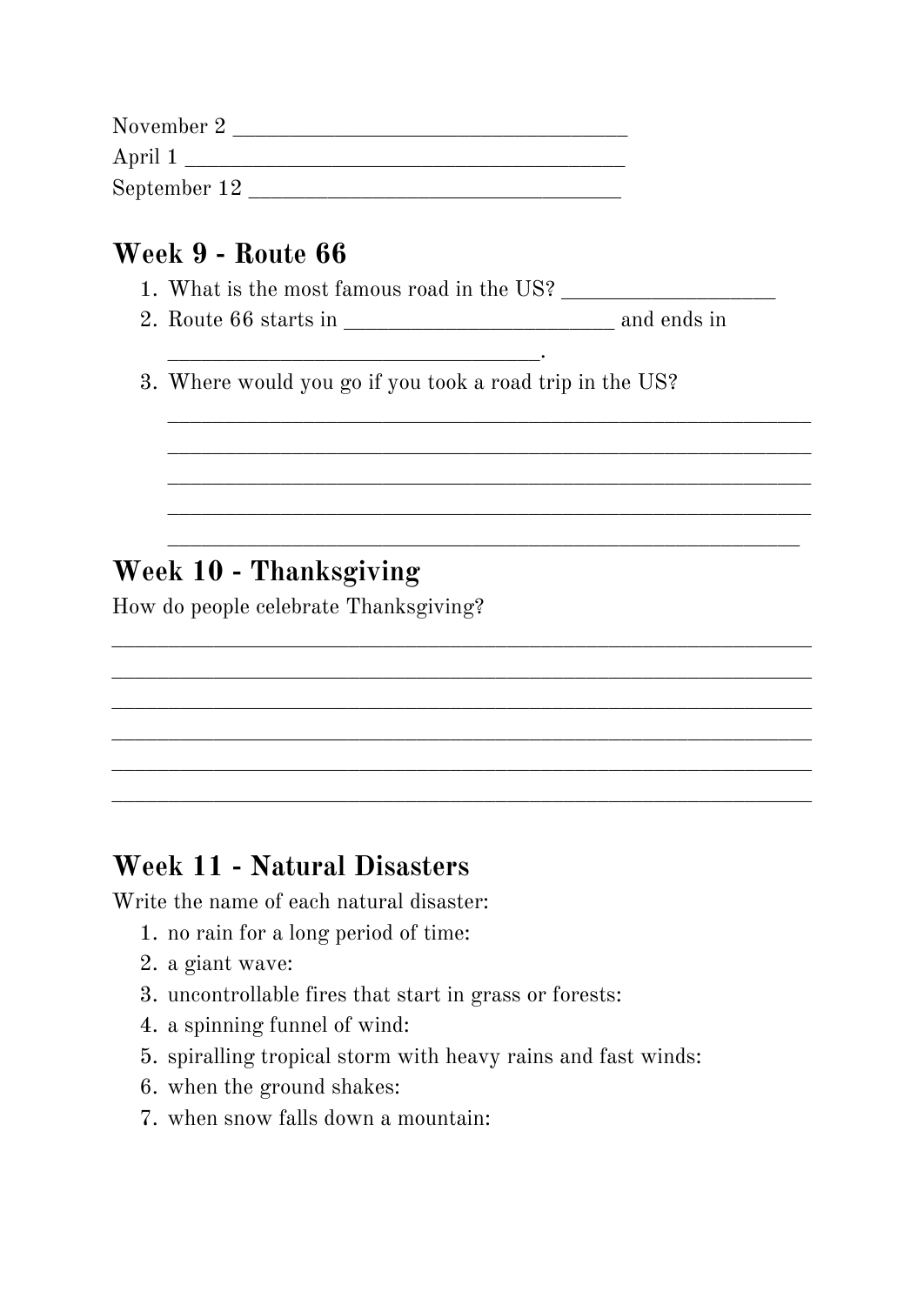November 2 ___________________________________
April 1 ________________________________________
September 12 _________________________________

## Week 9 - Route 66

1. What is the most famous road in the US? ___________________
2. Route 66 starts in ________________________ and ends in __________________________________.
3. Where would you go if you took a road trip in the US?
   _________________________________________________________
   _________________________________________________________
   _________________________________________________________
   _________________________________________________________
   ________________________________________________________

## Week 10 - Thanksgiving

How do people celebrate Thanksgiving?

______________________________________________________________
______________________________________________________________
______________________________________________________________
______________________________________________________________
______________________________________________________________
______________________________________________________________

## Week 11 - Natural Disasters

Write the name of each natural disaster:

1. no rain for a long period of time:
2. a giant wave:
3. uncontrollable fires that start in grass or forests:
4. a spinning funnel of wind:
5. spiralling tropical storm with heavy rains and fast winds:
6. when the ground shakes:
7. when snow falls down a mountain: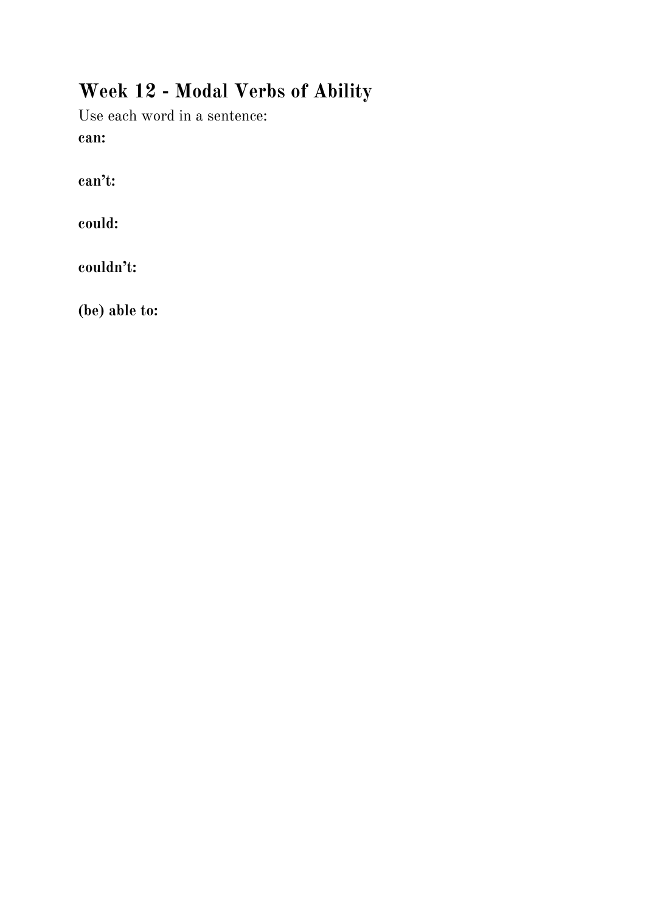## Week 12 - Modal Verbs of Ability

Use each word in a sentence:

**can:**

**can't:**

**could:**

**couldn't:**

**(be) able to:**